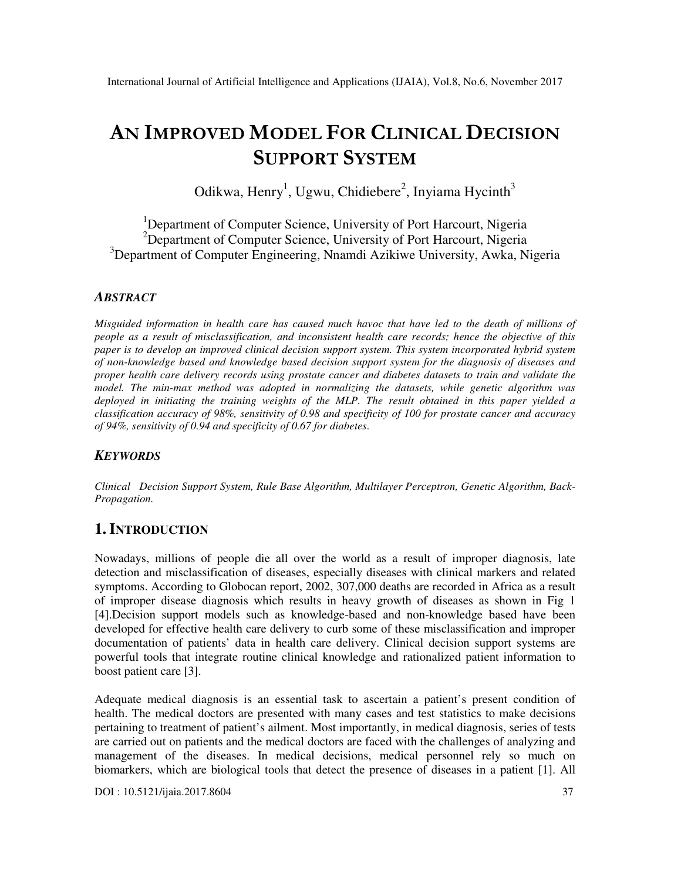# AN IMPROVED MODEL FOR CLINICAL DECISION SUPPORT SYSTEM

Odikwa, Henry[1], Ugwu, Chidiebere[2], Inyiama Hycinth[3]

[1]Department of Computer Science, University of Port Harcourt, Nigeria
[2]Department of Computer Science, University of Port Harcourt, Nigeria
[3]Department of Computer Engineering, Nnamdi Azikiwe University, Awka, Nigeria

### ABSTRACT

*Misguided information in health care has caused much havoc that have led to the death of millions of people as a result of misclassification, and inconsistent health care records; hence the objective of this paper is to develop an improved clinical decision support system. This system incorporated hybrid system of non-knowledge based and knowledge based decision support system for the diagnosis of diseases and proper health care delivery records using prostate cancer and diabetes datasets to train and validate the model. The min-max method was adopted in normalizing the datasets, while genetic algorithm was deployed in initiating the training weights of the MLP. The result obtained in this paper yielded a classification accuracy of 98%, sensitivity of 0.98 and specificity of 100 for prostate cancer and accuracy of 94%, sensitivity of 0.94 and specificity of 0.67 for diabetes.*

### KEYWORDS

*Clinical Decision Support System, Rule Base Algorithm, Multilayer Perceptron, Genetic Algorithm, Back-Propagation.*

## 1. INTRODUCTION

Nowadays, millions of people die all over the world as a result of improper diagnosis, late detection and misclassification of diseases, especially diseases with clinical markers and related symptoms. According to Globocan report, 2002, 307,000 deaths are recorded in Africa as a result of improper disease diagnosis which results in heavy growth of diseases as shown in Fig 1 [4].Decision support models such as knowledge-based and non-knowledge based have been developed for effective health care delivery to curb some of these misclassification and improper documentation of patients' data in health care delivery. Clinical decision support systems are powerful tools that integrate routine clinical knowledge and rationalized patient information to boost patient care [3].

Adequate medical diagnosis is an essential task to ascertain a patient's present condition of health. The medical doctors are presented with many cases and test statistics to make decisions pertaining to treatment of patient's ailment. Most importantly, in medical diagnosis, series of tests are carried out on patients and the medical doctors are faced with the challenges of analyzing and management of the diseases. In medical decisions, medical personnel rely so much on biomarkers, which are biological tools that detect the presence of diseases in a patient [1]. All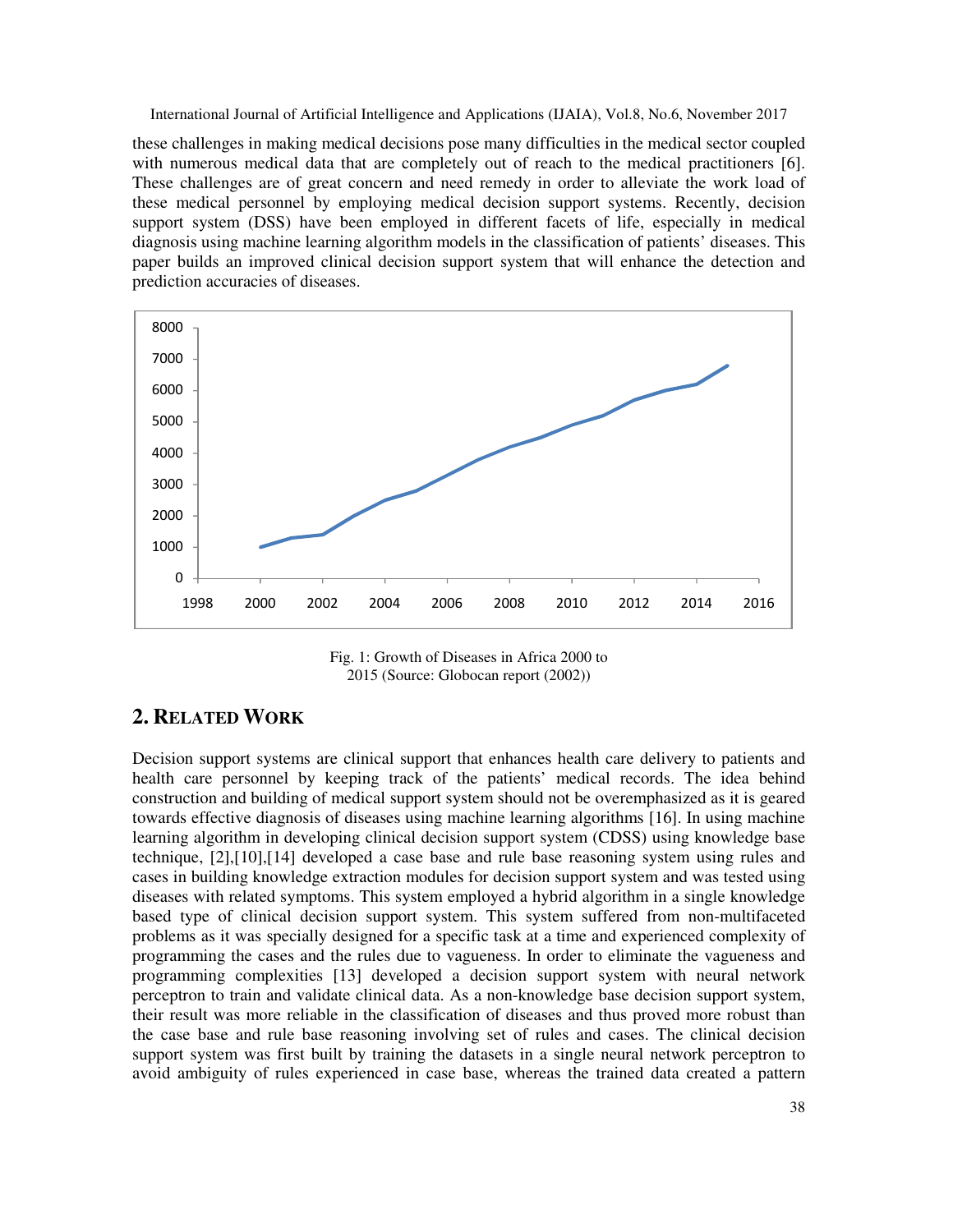these challenges in making medical decisions pose many difficulties in the medical sector coupled with numerous medical data that are completely out of reach to the medical practitioners [6]. These challenges are of great concern and need remedy in order to alleviate the work load of these medical personnel by employing medical decision support systems. Recently, decision support system (DSS) have been employed in different facets of life, especially in medical diagnosis using machine learning algorithm models in the classification of patients' diseases. This paper builds an improved clinical decision support system that will enhance the detection and prediction accuracies of diseases.

Fig. 1: Growth of Diseases in Africa 2000 to 2015 (Source: Globocan report (2002))

## 2. RELATED WORK

Decision support systems are clinical support that enhances health care delivery to patients and health care personnel by keeping track of the patients' medical records. The idea behind construction and building of medical support system should not be overemphasized as it is geared towards effective diagnosis of diseases using machine learning algorithms [16]. In using machine learning algorithm in developing clinical decision support system (CDSS) using knowledge base technique, [2],[10],[14] developed a case base and rule base reasoning system using rules and cases in building knowledge extraction modules for decision support system and was tested using diseases with related symptoms. This system employed a hybrid algorithm in a single knowledge based type of clinical decision support system. This system suffered from non-multifaceted problems as it was specially designed for a specific task at a time and experienced complexity of programming the cases and the rules due to vagueness. In order to eliminate the vagueness and programming complexities [13] developed a decision support system with neural network perceptron to train and validate clinical data. As a non-knowledge base decision support system, their result was more reliable in the classification of diseases and thus proved more robust than the case base and rule base reasoning involving set of rules and cases. The clinical decision support system was first built by training the datasets in a single neural network perceptron to avoid ambiguity of rules experienced in case base, whereas the trained data created a pattern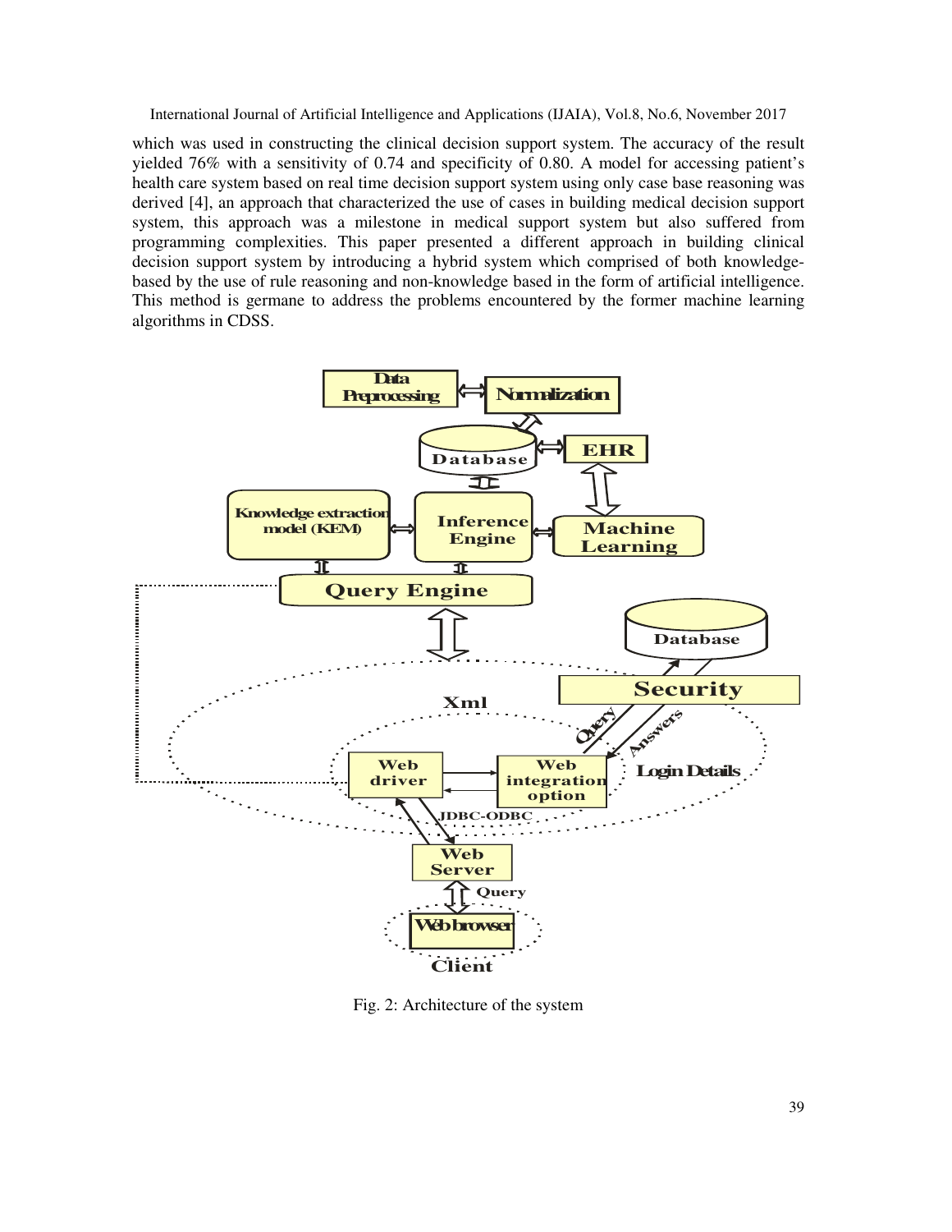which was used in constructing the clinical decision support system. The accuracy of the result yielded 76% with a sensitivity of 0.74 and specificity of 0.80. A model for accessing patient's health care system based on real time decision support system using only case base reasoning was derived [4], an approach that characterized the use of cases in building medical decision support system, this approach was a milestone in medical support system but also suffered from programming complexities. This paper presented a different approach in building clinical decision support system by introducing a hybrid system which comprised of both knowledge-based by the use of rule reasoning and non-knowledge based in the form of artificial intelligence. This method is germane to address the problems encountered by the former machine learning algorithms in CDSS.

Fig. 2: Architecture of the system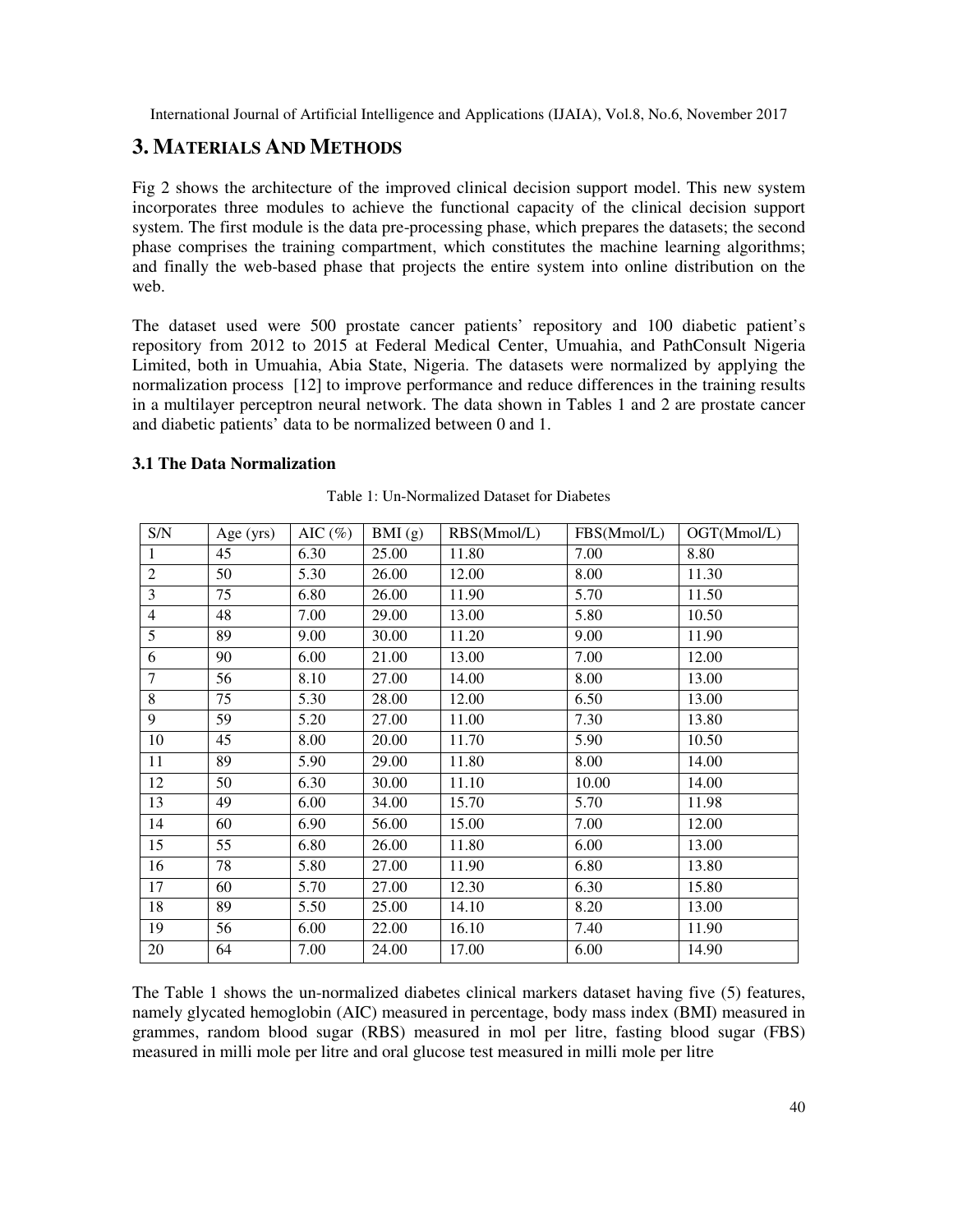## 3. MATERIALS AND METHODS

Fig 2 shows the architecture of the improved clinical decision support model. This new system incorporates three modules to achieve the functional capacity of the clinical decision support system. The first module is the data pre-processing phase, which prepares the datasets; the second phase comprises the training compartment, which constitutes the machine learning algorithms; and finally the web-based phase that projects the entire system into online distribution on the web.

The dataset used were 500 prostate cancer patients' repository and 100 diabetic patient's repository from 2012 to 2015 at Federal Medical Center, Umuahia, and PathConsult Nigeria Limited, both in Umuahia, Abia State, Nigeria. The datasets were normalized by applying the normalization process [12] to improve performance and reduce differences in the training results in a multilayer perceptron neural network. The data shown in Tables 1 and 2 are prostate cancer and diabetic patients' data to be normalized between 0 and 1.

### 3.1 The Data Normalization

Table 1: Un-Normalized Dataset for Diabetes

| S/N | Age (yrs) | AIC (%) | BMI (g) | RBS(Mmol/L) | FBS(Mmol/L) | OGT(Mmol/L) |
|---|---|---|---|---|---|---|
| 1 | 45 | 6.30 | 25.00 | 11.80 | 7.00 | 8.80 |
| 2 | 50 | 5.30 | 26.00 | 12.00 | 8.00 | 11.30 |
| 3 | 75 | 6.80 | 26.00 | 11.90 | 5.70 | 11.50 |
| 4 | 48 | 7.00 | 29.00 | 13.00 | 5.80 | 10.50 |
| 5 | 89 | 9.00 | 30.00 | 11.20 | 9.00 | 11.90 |
| 6 | 90 | 6.00 | 21.00 | 13.00 | 7.00 | 12.00 |
| 7 | 56 | 8.10 | 27.00 | 14.00 | 8.00 | 13.00 |
| 8 | 75 | 5.30 | 28.00 | 12.00 | 6.50 | 13.00 |
| 9 | 59 | 5.20 | 27.00 | 11.00 | 7.30 | 13.80 |
| 10 | 45 | 8.00 | 20.00 | 11.70 | 5.90 | 10.50 |
| 11 | 89 | 5.90 | 29.00 | 11.80 | 8.00 | 14.00 |
| 12 | 50 | 6.30 | 30.00 | 11.10 | 10.00 | 14.00 |
| 13 | 49 | 6.00 | 34.00 | 15.70 | 5.70 | 11.98 |
| 14 | 60 | 6.90 | 56.00 | 15.00 | 7.00 | 12.00 |
| 15 | 55 | 6.80 | 26.00 | 11.80 | 6.00 | 13.00 |
| 16 | 78 | 5.80 | 27.00 | 11.90 | 6.80 | 13.80 |
| 17 | 60 | 5.70 | 27.00 | 12.30 | 6.30 | 15.80 |
| 18 | 89 | 5.50 | 25.00 | 14.10 | 8.20 | 13.00 |
| 19 | 56 | 6.00 | 22.00 | 16.10 | 7.40 | 11.90 |
| 20 | 64 | 7.00 | 24.00 | 17.00 | 6.00 | 14.90 |

The Table 1 shows the un-normalized diabetes clinical markers dataset having five (5) features, namely glycated hemoglobin (AIC) measured in percentage, body mass index (BMI) measured in grammes, random blood sugar (RBS) measured in mol per litre, fasting blood sugar (FBS) measured in milli mole per litre and oral glucose test measured in milli mole per litre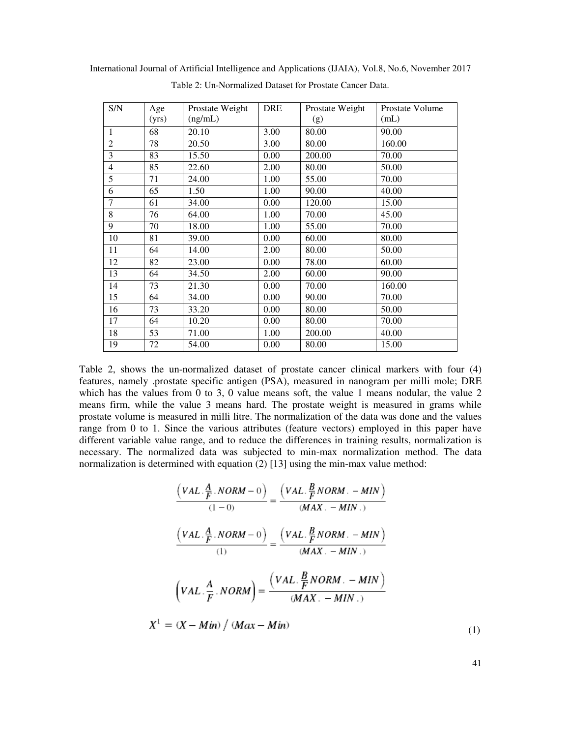Table 2: Un-Normalized Dataset for Prostate Cancer Data.

| S/N | Age (yrs) | Prostate Weight (ng/mL) | DRE | Prostate Weight (g) | Prostate Volume (mL) |
|---|---|---|---|---|---|
| 1 | 68 | 20.10 | 3.00 | 80.00 | 90.00 |
| 2 | 78 | 20.50 | 3.00 | 80.00 | 160.00 |
| 3 | 83 | 15.50 | 0.00 | 200.00 | 70.00 |
| 4 | 85 | 22.60 | 2.00 | 80.00 | 50.00 |
| 5 | 71 | 24.00 | 1.00 | 55.00 | 70.00 |
| 6 | 65 | 1.50 | 1.00 | 90.00 | 40.00 |
| 7 | 61 | 34.00 | 0.00 | 120.00 | 15.00 |
| 8 | 76 | 64.00 | 1.00 | 70.00 | 45.00 |
| 9 | 70 | 18.00 | 1.00 | 55.00 | 70.00 |
| 10 | 81 | 39.00 | 0.00 | 60.00 | 80.00 |
| 11 | 64 | 14.00 | 2.00 | 80.00 | 50.00 |
| 12 | 82 | 23.00 | 0.00 | 78.00 | 60.00 |
| 13 | 64 | 34.50 | 2.00 | 60.00 | 90.00 |
| 14 | 73 | 21.30 | 0.00 | 70.00 | 160.00 |
| 15 | 64 | 34.00 | 0.00 | 90.00 | 70.00 |
| 16 | 73 | 33.20 | 0.00 | 80.00 | 50.00 |
| 17 | 64 | 10.20 | 0.00 | 80.00 | 70.00 |
| 18 | 53 | 71.00 | 1.00 | 200.00 | 40.00 |
| 19 | 72 | 54.00 | 0.00 | 80.00 | 15.00 |

Table 2, shows the un-normalized dataset of prostate cancer clinical markers with four (4) features, namely .prostate specific antigen (PSA), measured in nanogram per milli mole; DRE which has the values from 0 to 3, 0 value means soft, the value 1 means nodular, the value 2 means firm, while the value 3 means hard. The prostate weight is measured in grams while prostate volume is measured in milli litre. The normalization of the data was done and the values range from 0 to 1. Since the various attributes (feature vectors) employed in this paper have different variable value range, and to reduce the differences in training results, normalization is necessary. The normalized data was subjected to min-max normalization method. The data normalization is determined with equation (2) [13] using the min-max value method:

$$\frac{\left(VAL.\frac{A}{F}.NORM - 0\right)}{(1-0)} = \frac{\left(VAL.\frac{B}{F}NORM. - MIN\right)}{(MAX. - MIN.)}$$

$$\frac{\left(VAL.\frac{A}{F}.NORM - 0\right)}{(1)} = \frac{\left(VAL.\frac{B}{F}NORM. - MIN\right)}{(MAX. - MIN.)}$$

$$\left(VAL.\frac{A}{F}.NORM\right) = \frac{\left(VAL.\frac{B}{F}NORM. - MIN\right)}{(MAX. - MIN.)}$$

$$X^1 = (X - Min) / (Max - Min) \tag{1}$$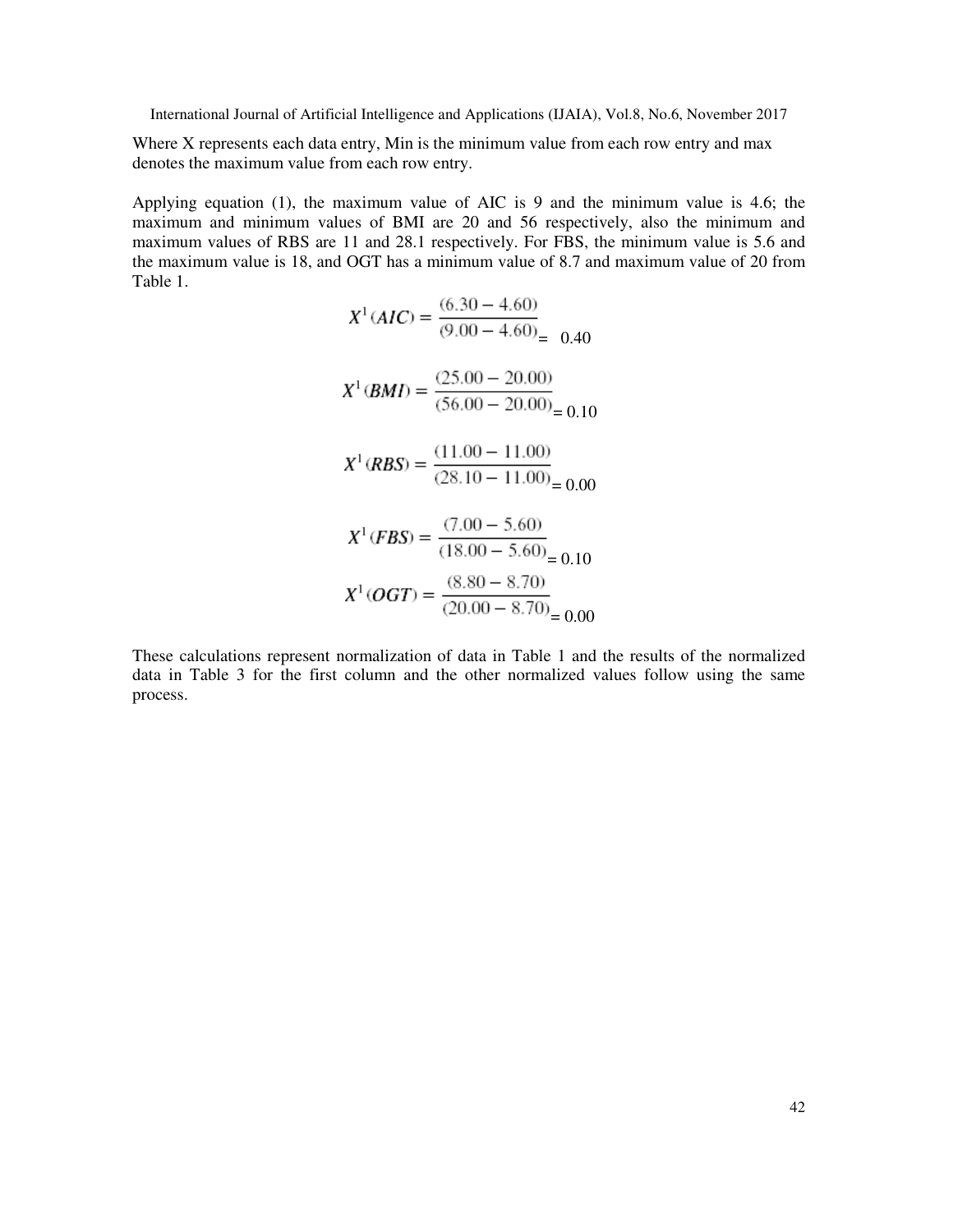Where X represents each data entry, Min is the minimum value from each row entry and max denotes the maximum value from each row entry.

Applying equation (1), the maximum value of AIC is 9 and the minimum value is 4.6; the maximum and minimum values of BMI are 20 and 56 respectively, also the minimum and maximum values of RBS are 11 and 28.1 respectively. For FBS, the minimum value is 5.6 and the maximum value is 18, and OGT has a minimum value of 8.7 and maximum value of 20 from Table 1.

$$X^1(AIC) = \frac{(6.30 - 4.60)}{(9.00 - 4.60)} = 0.40$$

$$X^1(BMI) = \frac{(25.00 - 20.00)}{(56.00 - 20.00)} = 0.10$$

$$X^1(RBS) = \frac{(11.00 - 11.00)}{(28.10 - 11.00)} = 0.00$$

$$X^1(FBS) = \frac{(7.00 - 5.60)}{(18.00 - 5.60)} = 0.10$$

$$X^1(OGT) = \frac{(8.80 - 8.70)}{(20.00 - 8.70)} = 0.00$$

These calculations represent normalization of data in Table 1 and the results of the normalized data in Table 3 for the first column and the other normalized values follow using the same process.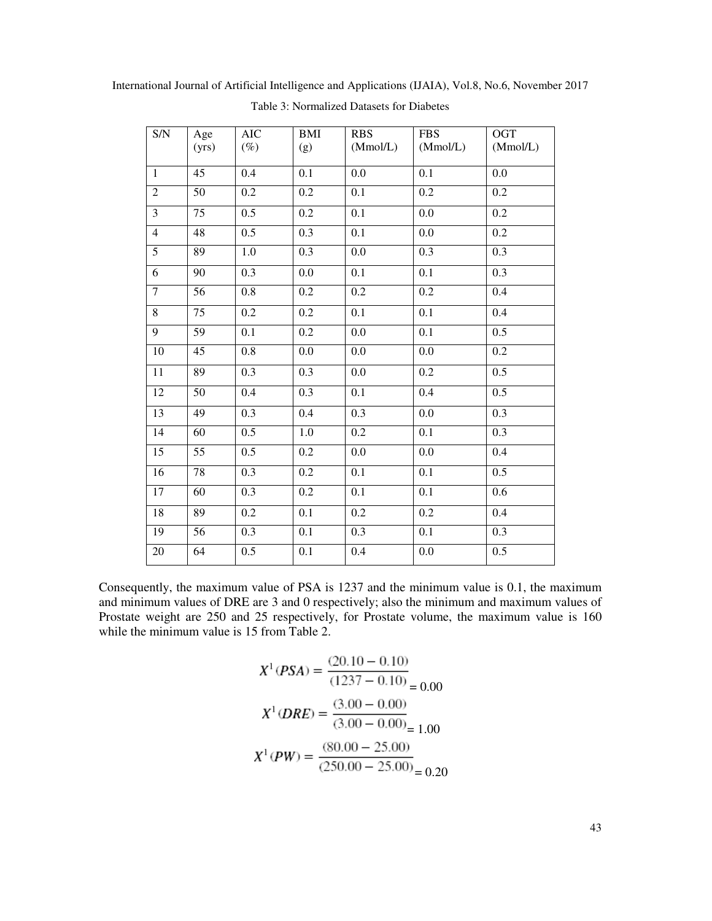Table 3: Normalized Datasets for Diabetes

| S/N | Age (yrs) | AIC (%) | BMI (g) | RBS (Mmol/L) | FBS (Mmol/L) | OGT (Mmol/L) |
|---|---|---|---|---|---|---|
| 1 | 45 | 0.4 | 0.1 | 0.0 | 0.1 | 0.0 |
| 2 | 50 | 0.2 | 0.2 | 0.1 | 0.2 | 0.2 |
| 3 | 75 | 0.5 | 0.2 | 0.1 | 0.0 | 0.2 |
| 4 | 48 | 0.5 | 0.3 | 0.1 | 0.0 | 0.2 |
| 5 | 89 | 1.0 | 0.3 | 0.0 | 0.3 | 0.3 |
| 6 | 90 | 0.3 | 0.0 | 0.1 | 0.1 | 0.3 |
| 7 | 56 | 0.8 | 0.2 | 0.2 | 0.2 | 0.4 |
| 8 | 75 | 0.2 | 0.2 | 0.1 | 0.1 | 0.4 |
| 9 | 59 | 0.1 | 0.2 | 0.0 | 0.1 | 0.5 |
| 10 | 45 | 0.8 | 0.0 | 0.0 | 0.0 | 0.2 |
| 11 | 89 | 0.3 | 0.3 | 0.0 | 0.2 | 0.5 |
| 12 | 50 | 0.4 | 0.3 | 0.1 | 0.4 | 0.5 |
| 13 | 49 | 0.3 | 0.4 | 0.3 | 0.0 | 0.3 |
| 14 | 60 | 0.5 | 1.0 | 0.2 | 0.1 | 0.3 |
| 15 | 55 | 0.5 | 0.2 | 0.0 | 0.0 | 0.4 |
| 16 | 78 | 0.3 | 0.2 | 0.1 | 0.1 | 0.5 |
| 17 | 60 | 0.3 | 0.2 | 0.1 | 0.1 | 0.6 |
| 18 | 89 | 0.2 | 0.1 | 0.2 | 0.2 | 0.4 |
| 19 | 56 | 0.3 | 0.1 | 0.3 | 0.1 | 0.3 |
| 20 | 64 | 0.5 | 0.1 | 0.4 | 0.0 | 0.5 |

Consequently, the maximum value of PSA is 1237 and the minimum value is 0.1, the maximum and minimum values of DRE are 3 and 0 respectively; also the minimum and maximum values of Prostate weight are 250 and 25 respectively, for Prostate volume, the maximum value is 160 while the minimum value is 15 from Table 2.

$$X^1(PSA) = \frac{(20.10 - 0.10)}{(1237 - 0.10)} = 0.00$$

$$X^1(DRE) = \frac{(3.00 - 0.00)}{(3.00 - 0.00)} = 1.00$$

$$X^1(PW) = \frac{(80.00 - 25.00)}{(250.00 - 25.00)} = 0.20$$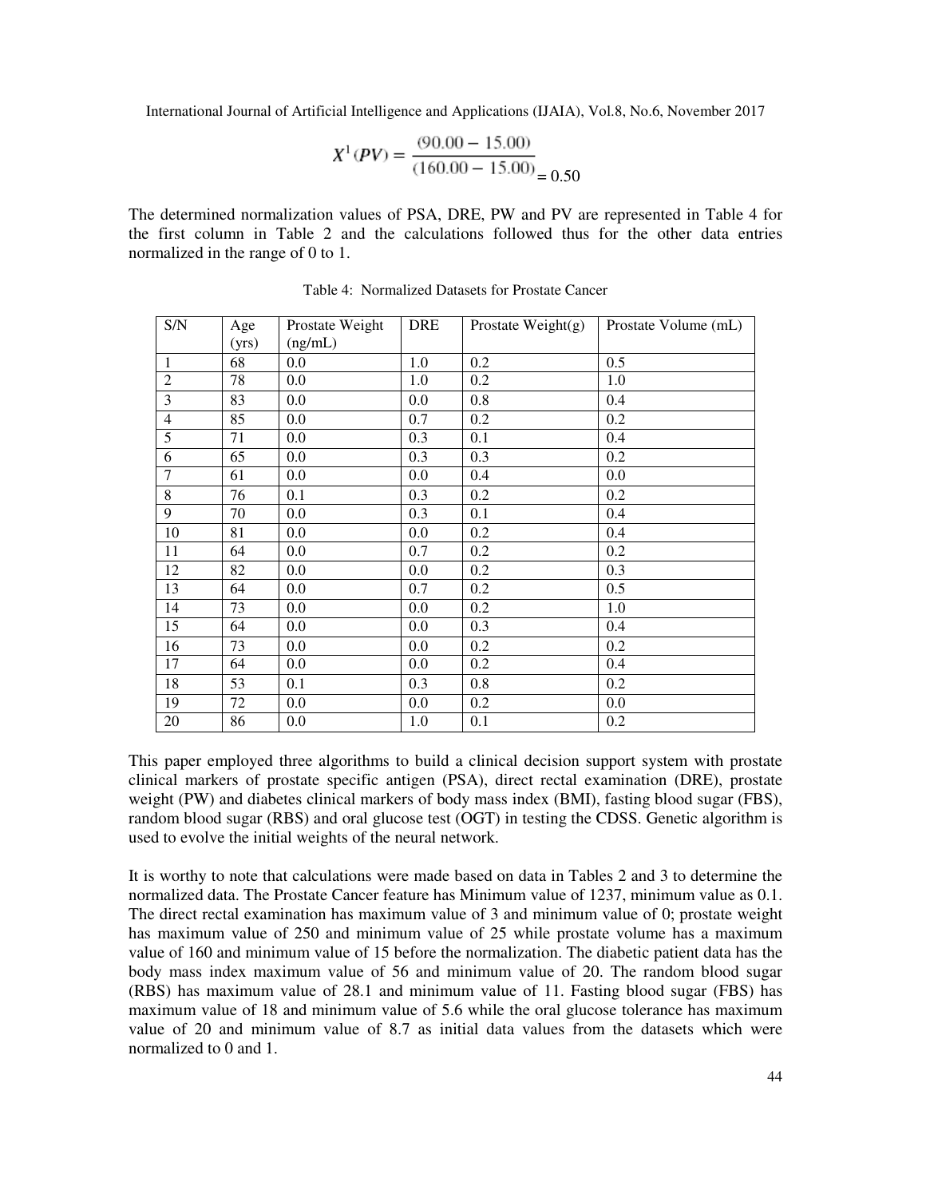$$X^1(PV) = \frac{(90.00 - 15.00)}{(160.00 - 15.00)} = 0.50$$

The determined normalization values of PSA, DRE, PW and PV are represented in Table 4 for the first column in Table 2 and the calculations followed thus for the other data entries normalized in the range of 0 to 1.

Table 4: Normalized Datasets for Prostate Cancer

| S/N | Age (yrs) | Prostate Weight (ng/mL) | DRE | Prostate Weight(g) | Prostate Volume (mL) |
|---|---|---|---|---|---|
| 1 | 68 | 0.0 | 1.0 | 0.2 | 0.5 |
| 2 | 78 | 0.0 | 1.0 | 0.2 | 1.0 |
| 3 | 83 | 0.0 | 0.0 | 0.8 | 0.4 |
| 4 | 85 | 0.0 | 0.7 | 0.2 | 0.2 |
| 5 | 71 | 0.0 | 0.3 | 0.1 | 0.4 |
| 6 | 65 | 0.0 | 0.3 | 0.3 | 0.2 |
| 7 | 61 | 0.0 | 0.0 | 0.4 | 0.0 |
| 8 | 76 | 0.1 | 0.3 | 0.2 | 0.2 |
| 9 | 70 | 0.0 | 0.3 | 0.1 | 0.4 |
| 10 | 81 | 0.0 | 0.0 | 0.2 | 0.4 |
| 11 | 64 | 0.0 | 0.7 | 0.2 | 0.2 |
| 12 | 82 | 0.0 | 0.0 | 0.2 | 0.3 |
| 13 | 64 | 0.0 | 0.7 | 0.2 | 0.5 |
| 14 | 73 | 0.0 | 0.0 | 0.2 | 1.0 |
| 15 | 64 | 0.0 | 0.0 | 0.3 | 0.4 |
| 16 | 73 | 0.0 | 0.0 | 0.2 | 0.2 |
| 17 | 64 | 0.0 | 0.0 | 0.2 | 0.4 |
| 18 | 53 | 0.1 | 0.3 | 0.8 | 0.2 |
| 19 | 72 | 0.0 | 0.0 | 0.2 | 0.0 |
| 20 | 86 | 0.0 | 1.0 | 0.1 | 0.2 |

This paper employed three algorithms to build a clinical decision support system with prostate clinical markers of prostate specific antigen (PSA), direct rectal examination (DRE), prostate weight (PW) and diabetes clinical markers of body mass index (BMI), fasting blood sugar (FBS), random blood sugar (RBS) and oral glucose test (OGT) in testing the CDSS. Genetic algorithm is used to evolve the initial weights of the neural network.

It is worthy to note that calculations were made based on data in Tables 2 and 3 to determine the normalized data. The Prostate Cancer feature has Minimum value of 1237, minimum value as 0.1. The direct rectal examination has maximum value of 3 and minimum value of 0; prostate weight has maximum value of 250 and minimum value of 25 while prostate volume has a maximum value of 160 and minimum value of 15 before the normalization. The diabetic patient data has the body mass index maximum value of 56 and minimum value of 20. The random blood sugar (RBS) has maximum value of 28.1 and minimum value of 11. Fasting blood sugar (FBS) has maximum value of 18 and minimum value of 5.6 while the oral glucose tolerance has maximum value of 20 and minimum value of 8.7 as initial data values from the datasets which were normalized to 0 and 1.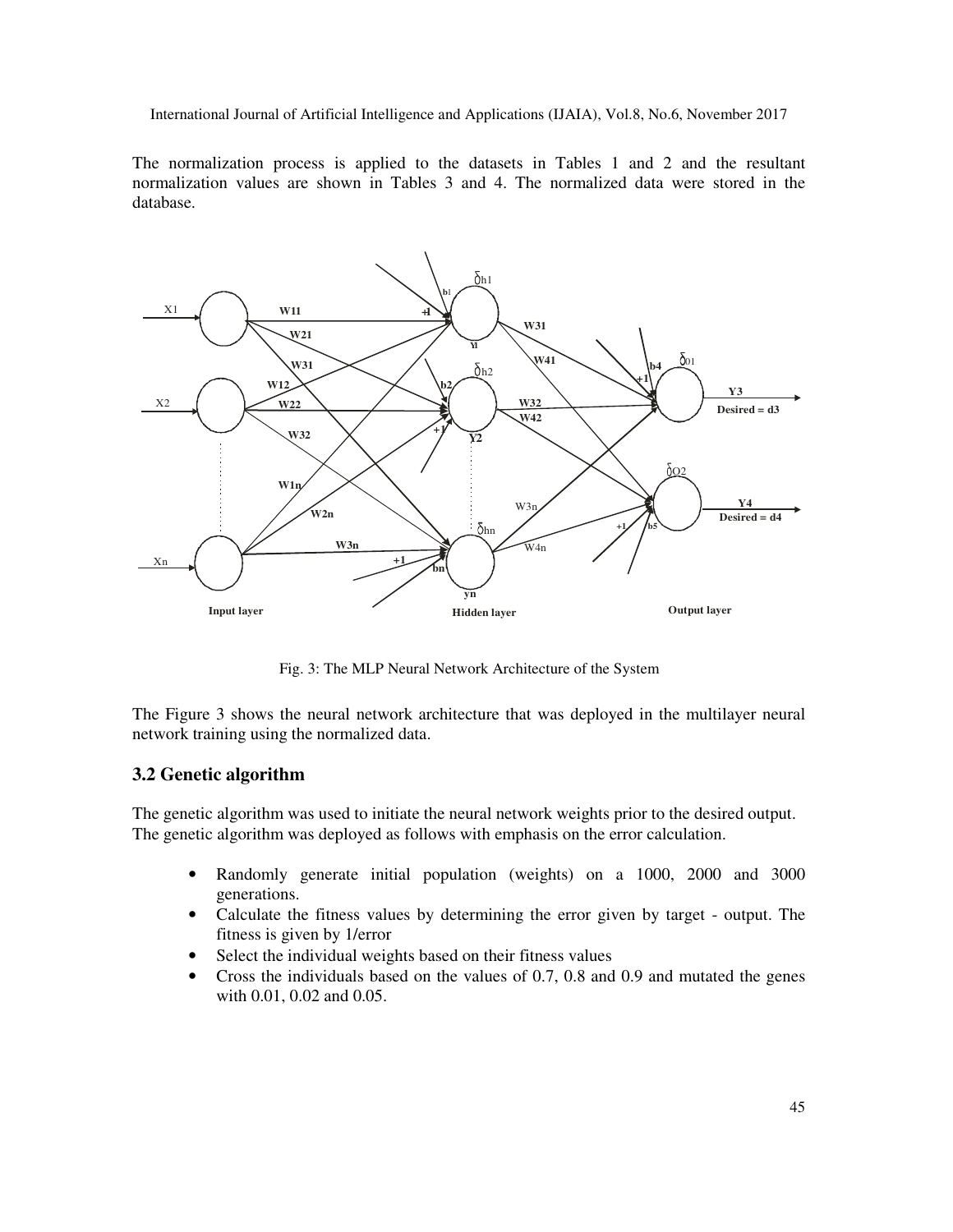The normalization process is applied to the datasets in Tables 1 and 2 and the resultant normalization values are shown in Tables 3 and 4. The normalized data were stored in the database.

Fig. 3: The MLP Neural Network Architecture of the System

The Figure 3 shows the neural network architecture that was deployed in the multilayer neural network training using the normalized data.

### 3.2 Genetic algorithm

The genetic algorithm was used to initiate the neural network weights prior to the desired output. The genetic algorithm was deployed as follows with emphasis on the error calculation.

- Randomly generate initial population (weights) on a 1000, 2000 and 3000 generations.
- Calculate the fitness values by determining the error given by target - output. The fitness is given by 1/error
- Select the individual weights based on their fitness values
- Cross the individuals based on the values of 0.7, 0.8 and 0.9 and mutated the genes with 0.01, 0.02 and 0.05.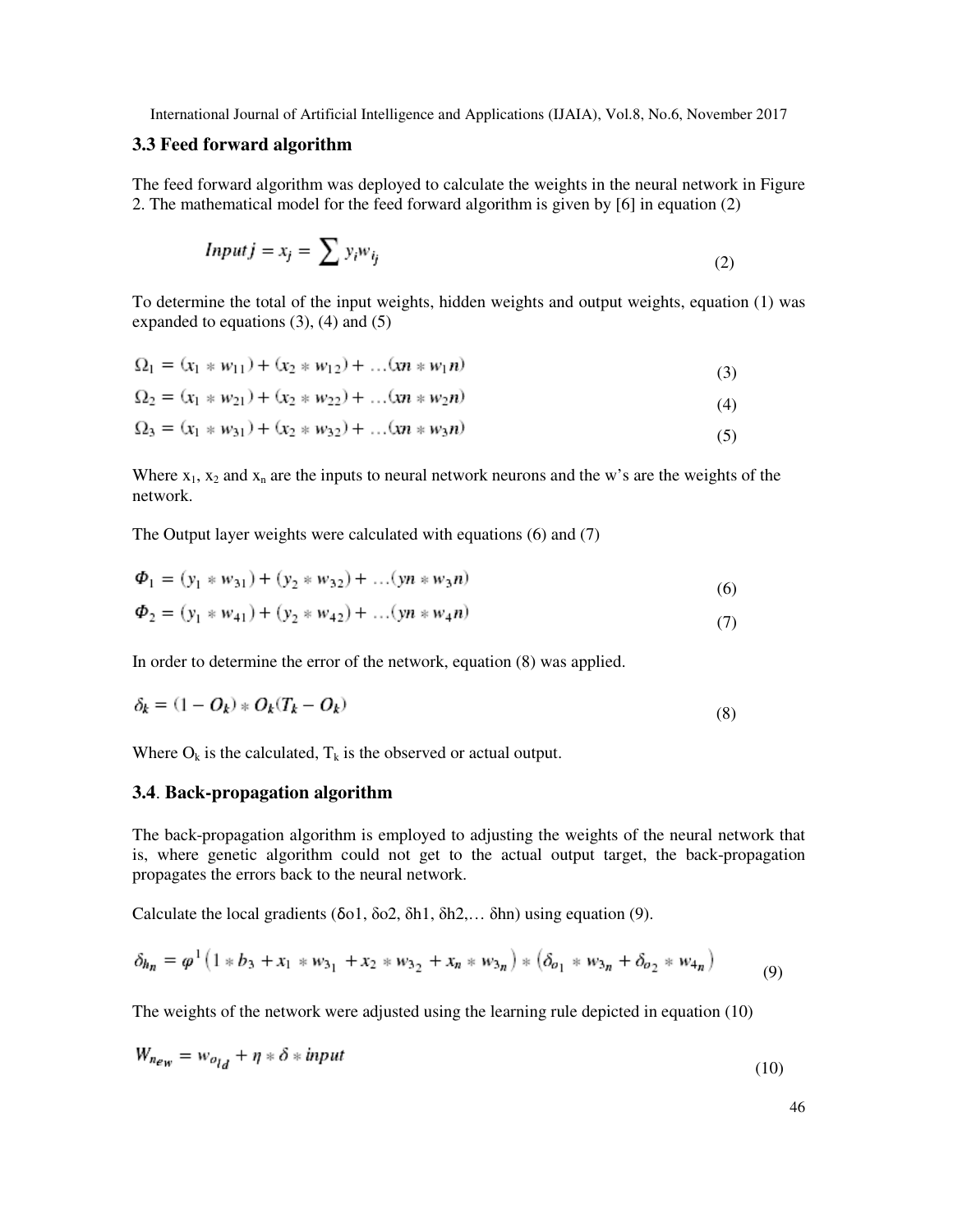### 3.3 Feed forward algorithm

The feed forward algorithm was deployed to calculate the weights in the neural network in Figure 2. The mathematical model for the feed forward algorithm is given by [6] in equation (2)

$$Input\,j = x_j = \sum y_i w_{ij} \tag{2}$$

To determine the total of the input weights, hidden weights and output weights, equation (1) was expanded to equations (3), (4) and (5)

$$\Omega_1 = (x_1 * w_{11}) + (x_2 * w_{12}) + \ldots (xn * w_1 n) \tag{3}$$

$$\Omega_2 = (x_1 * w_{21}) + (x_2 * w_{22}) + \ldots (xn * w_2 n) \tag{4}$$

$$\Omega_3 = (x_1 * w_{31}) + (x_2 * w_{32}) + \ldots (xn * w_3 n) \tag{5}$$

Where $x_1$, $x_2$ and $x_n$ are the inputs to neural network neurons and the w's are the weights of the network.

The Output layer weights were calculated with equations (6) and (7)

$$\Phi_1 = (y_1 * w_{31}) + (y_2 * w_{32}) + \ldots (yn * w_3 n) \tag{6}$$

$$\Phi_2 = (y_1 * w_{41}) + (y_2 * w_{42}) + \ldots (yn * w_4 n) \tag{7}$$

In order to determine the error of the network, equation (8) was applied.

$$\delta_k = (1 - O_k) * O_k (T_k - O_k) \tag{8}$$

Where $O_k$ is the calculated, $T_k$ is the observed or actual output.

### 3.4. Back-propagation algorithm

The back-propagation algorithm is employed to adjusting the weights of the neural network that is, where genetic algorithm could not get to the actual output target, the back-propagation propagates the errors back to the neural network.

Calculate the local gradients (δo1, δo2, δh1, δh2,… δhn) using equation (9).

$$\delta_{h_n} = \varphi^1 \left(1 * b_3 + x_1 * w_{3_1} + x_2 * w_{3_2} + x_n * w_{3_n}\right) * \left(\delta_{o_1} * w_{3_n} + \delta_{o_2} * w_{4_n}\right) \tag{9}$$

The weights of the network were adjusted using the learning rule depicted in equation (10)

$$W_{new} = w_{old} + \eta * \delta * input \tag{10}$$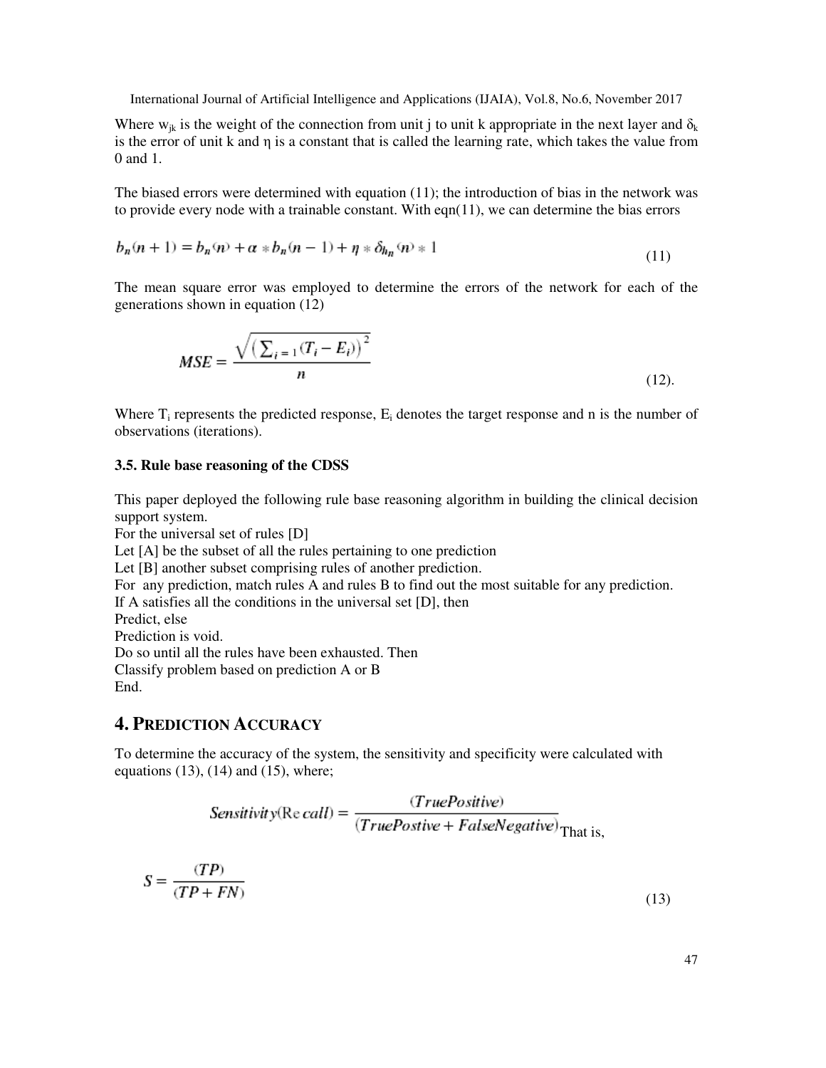Where $w_{jk}$ is the weight of the connection from unit j to unit k appropriate in the next layer and $\delta_k$ is the error of unit k and $\eta$ is a constant that is called the learning rate, which takes the value from 0 and 1.

The biased errors were determined with equation (11); the introduction of bias in the network was to provide every node with a trainable constant. With eqn(11), we can determine the bias errors

$$b_n(n+1) = b_n(n) + \alpha * b_n(n-1) + \eta * \delta_{h_n}(n) * 1 \tag{11}$$

The mean square error was employed to determine the errors of the network for each of the generations shown in equation (12)

$$MSE = \frac{\sqrt{\left(\sum_{i=1}(T_i - E_i)\right)^2}}{n} \tag{12}$$

Where $T_i$ represents the predicted response, $E_i$ denotes the target response and n is the number of observations (iterations).

### 3.5. Rule base reasoning of the CDSS

This paper deployed the following rule base reasoning algorithm in building the clinical decision support system.

For the universal set of rules [D]
Let [A] be the subset of all the rules pertaining to one prediction
Let [B] another subset comprising rules of another prediction.
For any prediction, match rules A and rules B to find out the most suitable for any prediction.
If A satisfies all the conditions in the universal set [D], then
Predict, else
Prediction is void.
Do so until all the rules have been exhausted. Then
Classify problem based on prediction A or B
End.

## 4. Prediction Accuracy

To determine the accuracy of the system, the sensitivity and specificity were calculated with equations (13), (14) and (15), where;

$$Sensitivity(Recall) = \frac{(TruePositive)}{(TruePostive + FalseNegative)}$$ That is,

$$S = \frac{(TP)}{(TP + FN)} \tag{13}$$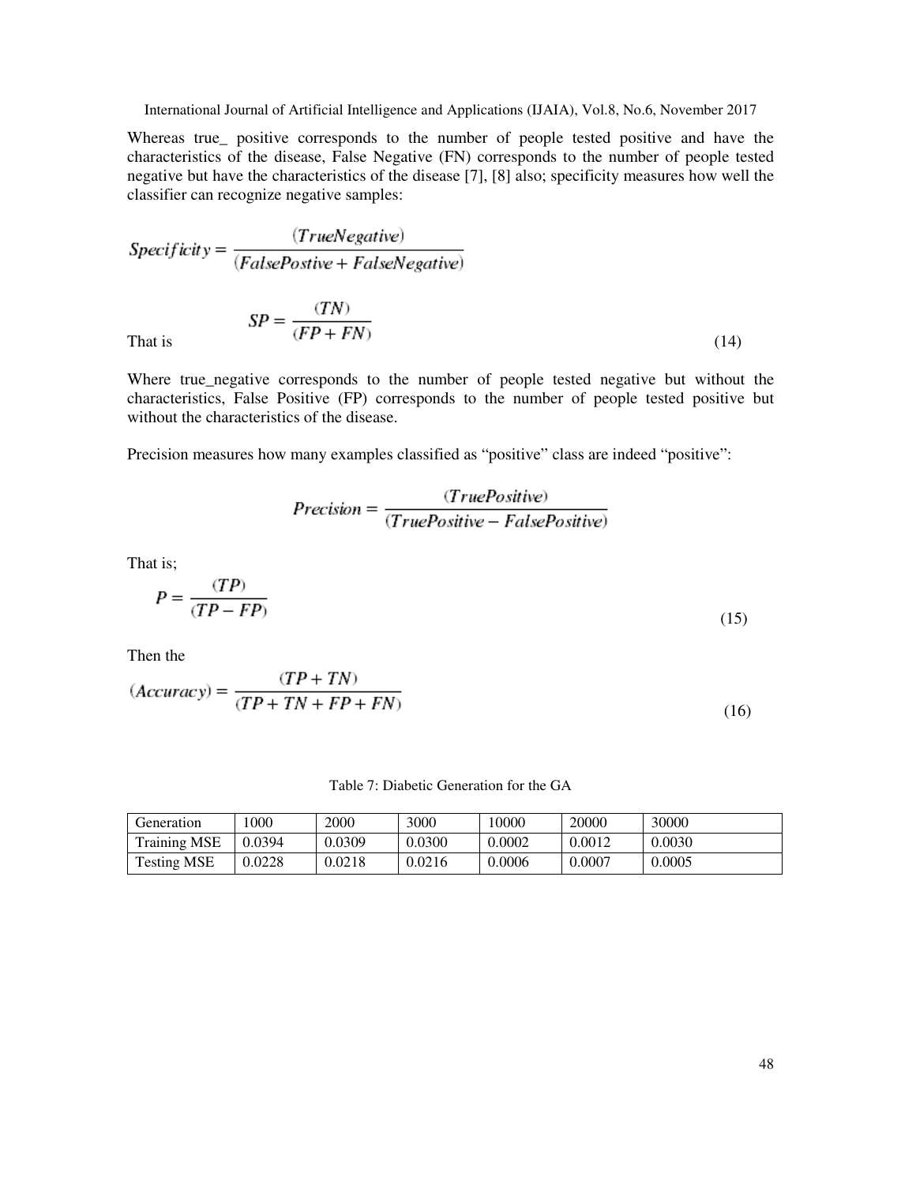Whereas true_ positive corresponds to the number of people tested positive and have the characteristics of the disease, False Negative (FN) corresponds to the number of people tested negative but have the characteristics of the disease [7], [8] also; specificity measures how well the classifier can recognize negative samples:

$$Specificity = \frac{(TrueNegative)}{(FalsePostive + FalseNegative)}$$

That is

$$SP = \frac{(TN)}{(FP + FN)} \tag{14}$$

Where true_negative corresponds to the number of people tested negative but without the characteristics, False Positive (FP) corresponds to the number of people tested positive but without the characteristics of the disease.

Precision measures how many examples classified as "positive" class are indeed "positive":

$$Precision = \frac{(TruePositive)}{(TruePositive - FalsePositive)}$$

That is;

$$P = \frac{(TP)}{(TP - FP)} \tag{15}$$

Then the

$$(Accuracy) = \frac{(TP + TN)}{(TP + TN + FP + FN)} \tag{16}$$

Table 7: Diabetic Generation for the GA

| Generation | 1000 | 2000 | 3000 | 10000 | 20000 | 30000 |
|---|---|---|---|---|---|---|
| Training MSE | 0.0394 | 0.0309 | 0.0300 | 0.0002 | 0.0012 | 0.0030 |
| Testing MSE | 0.0228 | 0.0218 | 0.0216 | 0.0006 | 0.0007 | 0.0005 |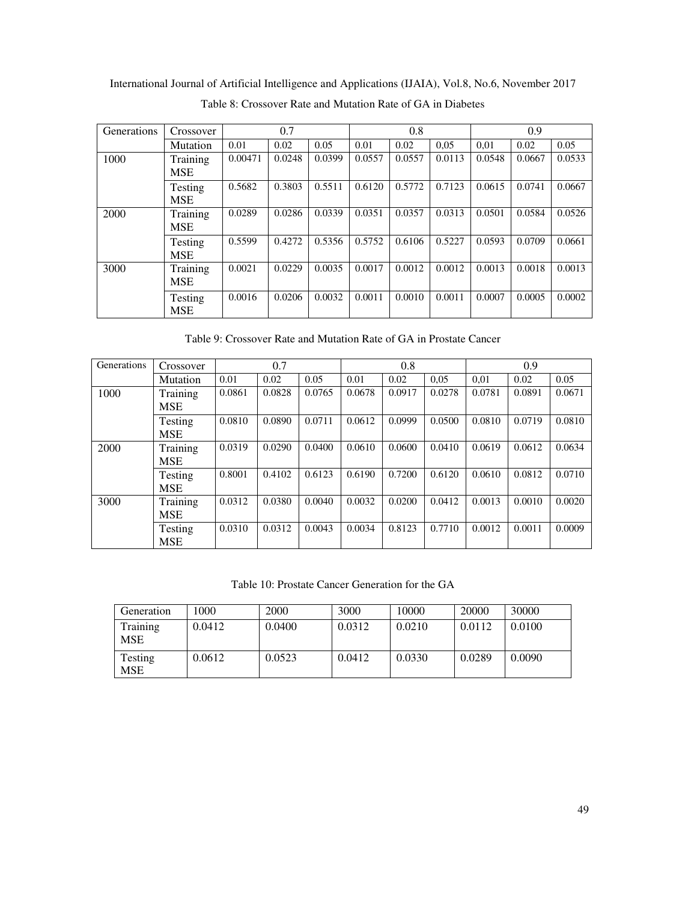Table 8: Crossover Rate and Mutation Rate of GA in Diabetes

| Generations | Crossover | 0.7 | | | 0.8 | | | 0.9 | | |
|---|---|---|---|---|---|---|---|---|---|---|
| | Mutation | 0.01 | 0.02 | 0.05 | 0.01 | 0.02 | 0,05 | 0,01 | 0.02 | 0.05 |
| 1000 | Training MSE | 0.00471 | 0.0248 | 0.0399 | 0.0557 | 0.0557 | 0.0113 | 0.0548 | 0.0667 | 0.0533 |
| | Testing MSE | 0.5682 | 0.3803 | 0.5511 | 0.6120 | 0.5772 | 0.7123 | 0.0615 | 0.0741 | 0.0667 |
| 2000 | Training MSE | 0.0289 | 0.0286 | 0.0339 | 0.0351 | 0.0357 | 0.0313 | 0.0501 | 0.0584 | 0.0526 |
| | Testing MSE | 0.5599 | 0.4272 | 0.5356 | 0.5752 | 0.6106 | 0.5227 | 0.0593 | 0.0709 | 0.0661 |
| 3000 | Training MSE | 0.0021 | 0.0229 | 0.0035 | 0.0017 | 0.0012 | 0.0012 | 0.0013 | 0.0018 | 0.0013 |
| | Testing MSE | 0.0016 | 0.0206 | 0.0032 | 0.0011 | 0.0010 | 0.0011 | 0.0007 | 0.0005 | 0.0002 |

Table 9: Crossover Rate and Mutation Rate of GA in Prostate Cancer

| Generations | Crossover | 0.7 | | | 0.8 | | | 0.9 | | |
|---|---|---|---|---|---|---|---|---|---|---|
| | Mutation | 0.01 | 0.02 | 0.05 | 0.01 | 0.02 | 0,05 | 0,01 | 0.02 | 0.05 |
| 1000 | Training MSE | 0.0861 | 0.0828 | 0.0765 | 0.0678 | 0.0917 | 0.0278 | 0.0781 | 0.0891 | 0.0671 |
| | Testing MSE | 0.0810 | 0.0890 | 0.0711 | 0.0612 | 0.0999 | 0.0500 | 0.0810 | 0.0719 | 0.0810 |
| 2000 | Training MSE | 0.0319 | 0.0290 | 0.0400 | 0.0610 | 0.0600 | 0.0410 | 0.0619 | 0.0612 | 0.0634 |
| | Testing MSE | 0.8001 | 0.4102 | 0.6123 | 0.6190 | 0.7200 | 0.6120 | 0.0610 | 0.0812 | 0.0710 |
| 3000 | Training MSE | 0.0312 | 0.0380 | 0.0040 | 0.0032 | 0.0200 | 0.0412 | 0.0013 | 0.0010 | 0.0020 |
| | Testing MSE | 0.0310 | 0.0312 | 0.0043 | 0.0034 | 0.8123 | 0.7710 | 0.0012 | 0.0011 | 0.0009 |

Table 10: Prostate Cancer Generation for the GA

| Generation | 1000 | 2000 | 3000 | 10000 | 20000 | 30000 |
|---|---|---|---|---|---|---|
| Training MSE | 0.0412 | 0.0400 | 0.0312 | 0.0210 | 0.0112 | 0.0100 |
| Testing MSE | 0.0612 | 0.0523 | 0.0412 | 0.0330 | 0.0289 | 0.0090 |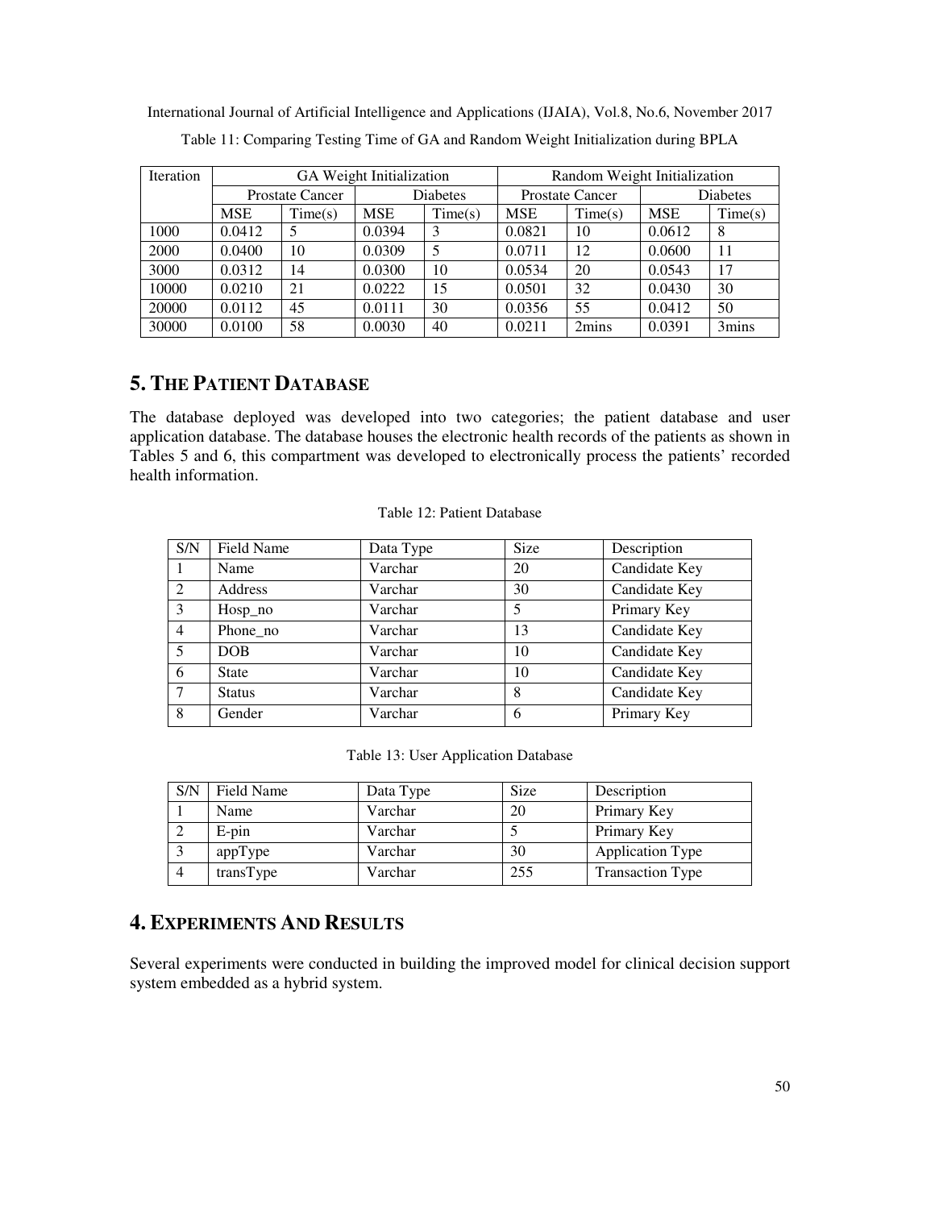Table 11: Comparing Testing Time of GA and Random Weight Initialization during BPLA

| Iteration | GA Weight Initialization | | | | Random Weight Initialization | | | |
|---|---|---|---|---|---|---|---|---|
| | Prostate Cancer | | Diabetes | | Prostate Cancer | | Diabetes | |
| | MSE | Time(s) | MSE | Time(s) | MSE | Time(s) | MSE | Time(s) |
| 1000 | 0.0412 | 5 | 0.0394 | 3 | 0.0821 | 10 | 0.0612 | 8 |
| 2000 | 0.0400 | 10 | 0.0309 | 5 | 0.0711 | 12 | 0.0600 | 11 |
| 3000 | 0.0312 | 14 | 0.0300 | 10 | 0.0534 | 20 | 0.0543 | 17 |
| 10000 | 0.0210 | 21 | 0.0222 | 15 | 0.0501 | 32 | 0.0430 | 30 |
| 20000 | 0.0112 | 45 | 0.0111 | 30 | 0.0356 | 55 | 0.0412 | 50 |
| 30000 | 0.0100 | 58 | 0.0030 | 40 | 0.0211 | 2mins | 0.0391 | 3mins |

# 5. THE PATIENT DATABASE

The database deployed was developed into two categories; the patient database and user application database. The database houses the electronic health records of the patients as shown in Tables 5 and 6, this compartment was developed to electronically process the patients' recorded health information.

Table 12: Patient Database

| S/N | Field Name | Data Type | Size | Description |
|---|---|---|---|---|
| 1 | Name | Varchar | 20 | Candidate Key |
| 2 | Address | Varchar | 30 | Candidate Key |
| 3 | Hosp_no | Varchar | 5 | Primary Key |
| 4 | Phone_no | Varchar | 13 | Candidate Key |
| 5 | DOB | Varchar | 10 | Candidate Key |
| 6 | State | Varchar | 10 | Candidate Key |
| 7 | Status | Varchar | 8 | Candidate Key |
| 8 | Gender | Varchar | 6 | Primary Key |

Table 13: User Application Database

| S/N | Field Name | Data Type | Size | Description |
|---|---|---|---|---|
| 1 | Name | Varchar | 20 | Primary Key |
| 2 | E-pin | Varchar | 5 | Primary Key |
| 3 | appType | Varchar | 30 | Application Type |
| 4 | transType | Varchar | 255 | Transaction Type |

# 4. EXPERIMENTS AND RESULTS

Several experiments were conducted in building the improved model for clinical decision support system embedded as a hybrid system.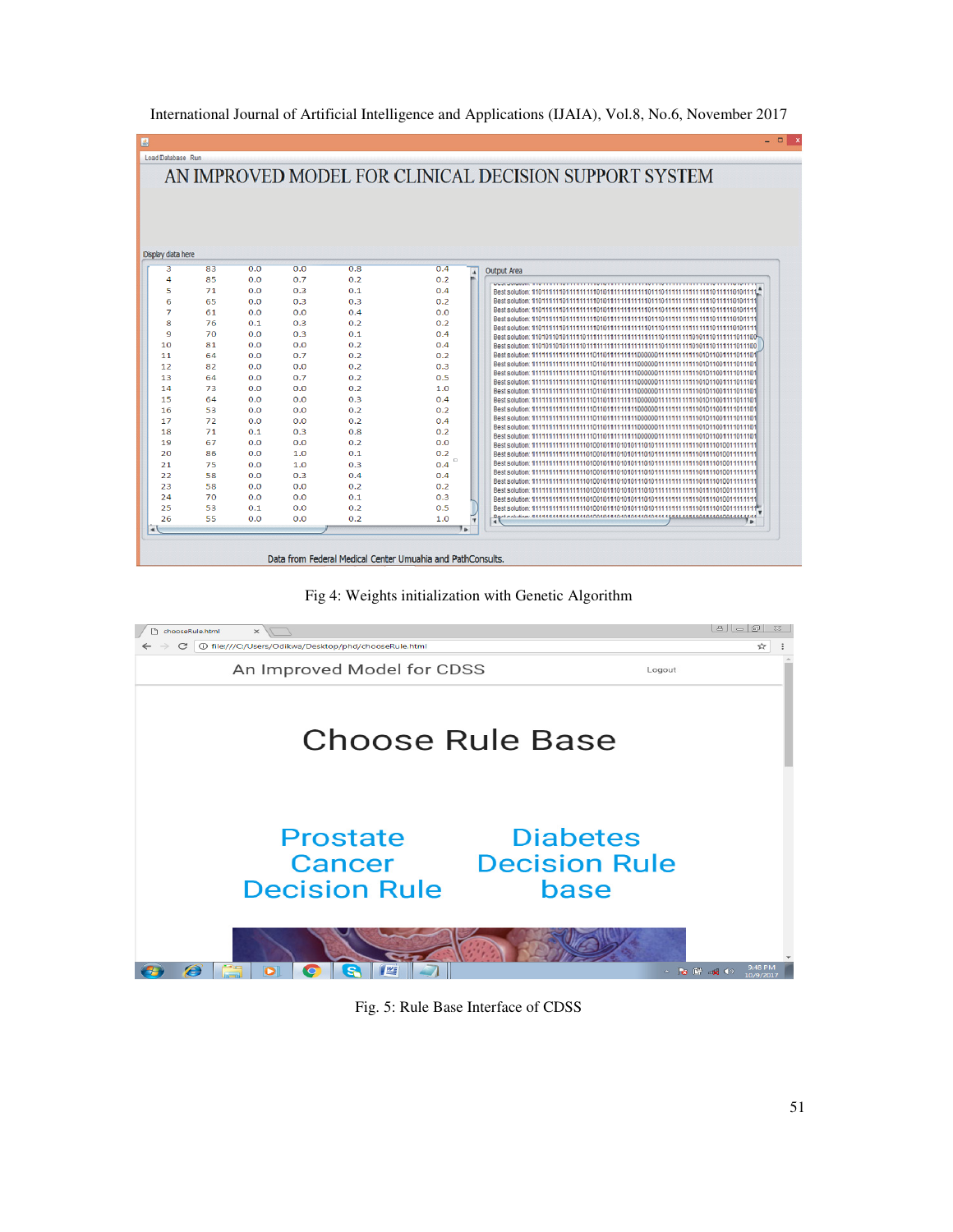Fig 4: Weights initialization with Genetic Algorithm

Fig. 5: Rule Base Interface of CDSS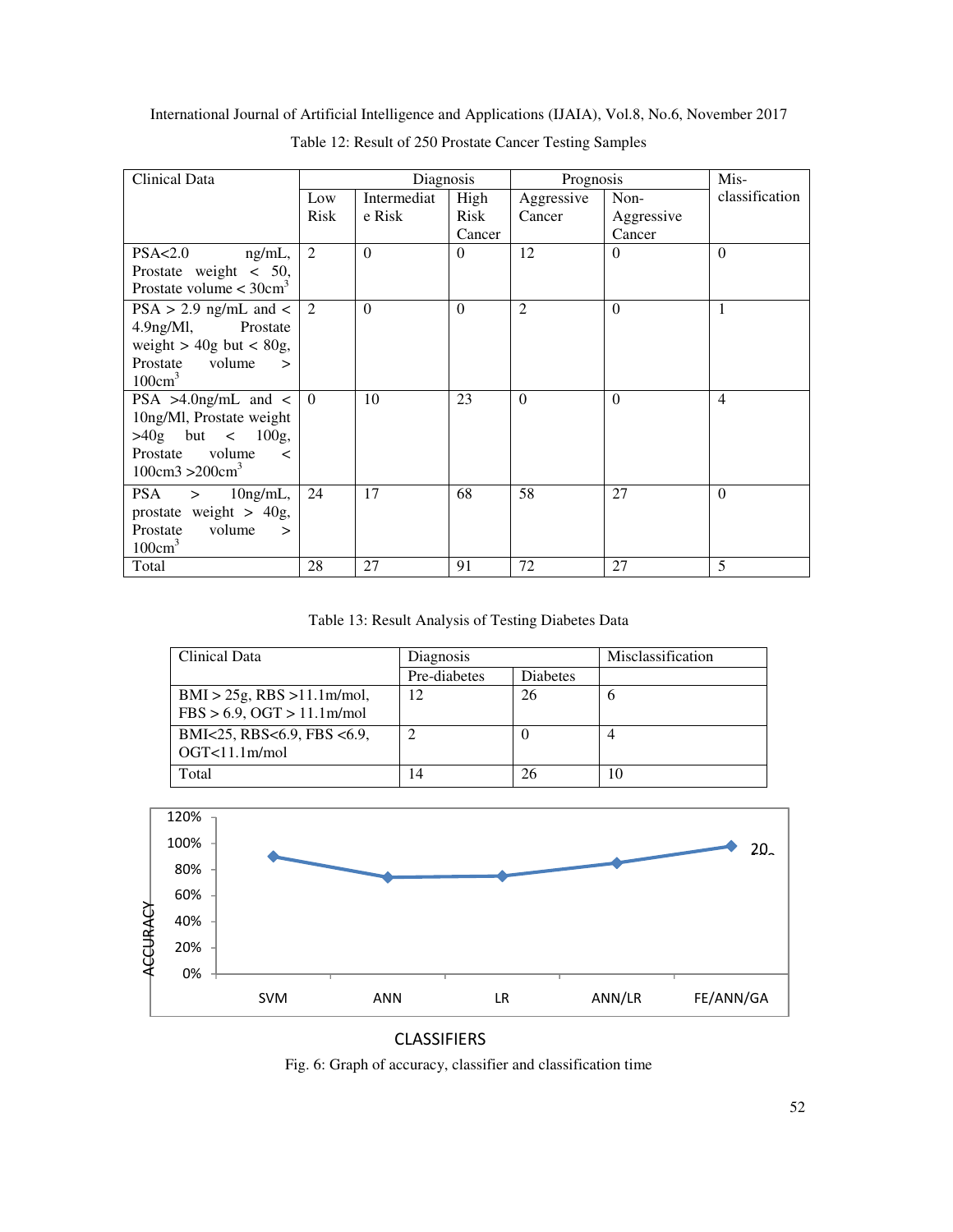Table 12: Result of 250 Prostate Cancer Testing Samples

| Clinical Data | Diagnosis | | | Prognosis | | Mis-classification |
|---|---|---|---|---|---|---|
| | Low Risk | Intermediate Risk | High Risk Cancer | Aggressive Cancer | Non-Aggressive Cancer | |
| PSA<2.0 ng/mL, Prostate weight < 50, Prostate volume < 30cm$^3$ | 2 | 0 | 0 | 12 | 0 | 0 |
| PSA > 2.9 ng/mL and < 4.9ng/Ml, Prostate weight > 40g but < 80g, Prostate volume > 100cm$^3$ | 2 | 0 | 0 | 2 | 0 | 1 |
| PSA >4.0ng/mL and < 10ng/Ml, Prostate weight >40g but < 100g, Prostate volume < 100cm3 >200cm$^3$ | 0 | 10 | 23 | 0 | 0 | 4 |
| PSA > 10ng/mL, prostate weight > 40g, Prostate volume > 100cm$^3$ | 24 | 17 | 68 | 58 | 27 | 0 |
| Total | 28 | 27 | 91 | 72 | 27 | 5 |

Table 13: Result Analysis of Testing Diabetes Data

| Clinical Data | Diagnosis | | Misclassification |
|---|---|---|---|
| | Pre-diabetes | Diabetes | |
| BMI > 25g, RBS >11.1m/mol, FBS > 6.9, OGT > 11.1m/mol | 12 | 26 | 6 |
| BMI<25, RBS<6.9, FBS <6.9, OGT<11.1m/mol | 2 | 0 | 4 |
| Total | 14 | 26 | 10 |

Fig. 6: Graph of accuracy, classifier and classification time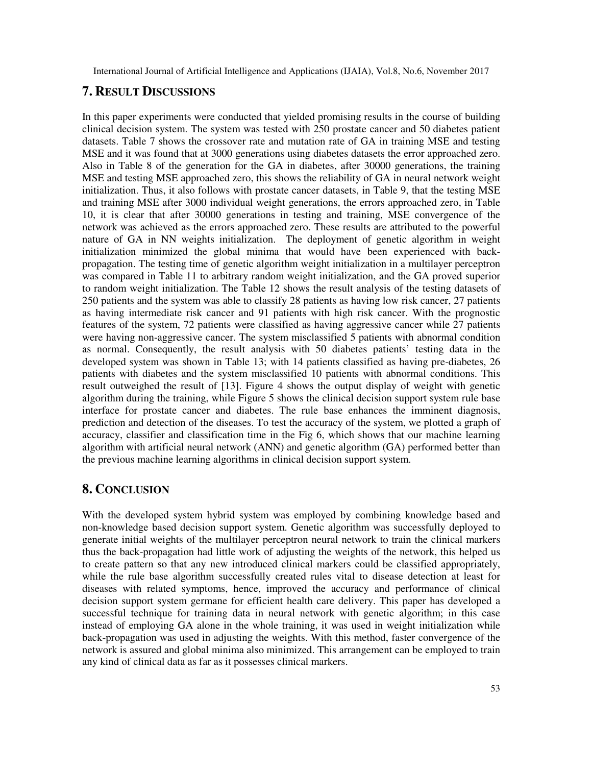## 7. RESULT DISCUSSIONS

In this paper experiments were conducted that yielded promising results in the course of building clinical decision system. The system was tested with 250 prostate cancer and 50 diabetes patient datasets. Table 7 shows the crossover rate and mutation rate of GA in training MSE and testing MSE and it was found that at 3000 generations using diabetes datasets the error approached zero. Also in Table 8 of the generation for the GA in diabetes, after 30000 generations, the training MSE and testing MSE approached zero, this shows the reliability of GA in neural network weight initialization. Thus, it also follows with prostate cancer datasets, in Table 9, that the testing MSE and training MSE after 3000 individual weight generations, the errors approached zero, in Table 10, it is clear that after 30000 generations in testing and training, MSE convergence of the network was achieved as the errors approached zero. These results are attributed to the powerful nature of GA in NN weights initialization. The deployment of genetic algorithm in weight initialization minimized the global minima that would have been experienced with back-propagation. The testing time of genetic algorithm weight initialization in a multilayer perceptron was compared in Table 11 to arbitrary random weight initialization, and the GA proved superior to random weight initialization. The Table 12 shows the result analysis of the testing datasets of 250 patients and the system was able to classify 28 patients as having low risk cancer, 27 patients as having intermediate risk cancer and 91 patients with high risk cancer. With the prognostic features of the system, 72 patients were classified as having aggressive cancer while 27 patients were having non-aggressive cancer. The system misclassified 5 patients with abnormal condition as normal. Consequently, the result analysis with 50 diabetes patients' testing data in the developed system was shown in Table 13; with 14 patients classified as having pre-diabetes, 26 patients with diabetes and the system misclassified 10 patients with abnormal conditions. This result outweighed the result of [13]. Figure 4 shows the output display of weight with genetic algorithm during the training, while Figure 5 shows the clinical decision support system rule base interface for prostate cancer and diabetes. The rule base enhances the imminent diagnosis, prediction and detection of the diseases. To test the accuracy of the system, we plotted a graph of accuracy, classifier and classification time in the Fig 6, which shows that our machine learning algorithm with artificial neural network (ANN) and genetic algorithm (GA) performed better than the previous machine learning algorithms in clinical decision support system.

## 8. CONCLUSION

With the developed system hybrid system was employed by combining knowledge based and non-knowledge based decision support system. Genetic algorithm was successfully deployed to generate initial weights of the multilayer perceptron neural network to train the clinical markers thus the back-propagation had little work of adjusting the weights of the network, this helped us to create pattern so that any new introduced clinical markers could be classified appropriately, while the rule base algorithm successfully created rules vital to disease detection at least for diseases with related symptoms, hence, improved the accuracy and performance of clinical decision support system germane for efficient health care delivery. This paper has developed a successful technique for training data in neural network with genetic algorithm; in this case instead of employing GA alone in the whole training, it was used in weight initialization while back-propagation was used in adjusting the weights. With this method, faster convergence of the network is assured and global minima also minimized. This arrangement can be employed to train any kind of clinical data as far as it possesses clinical markers.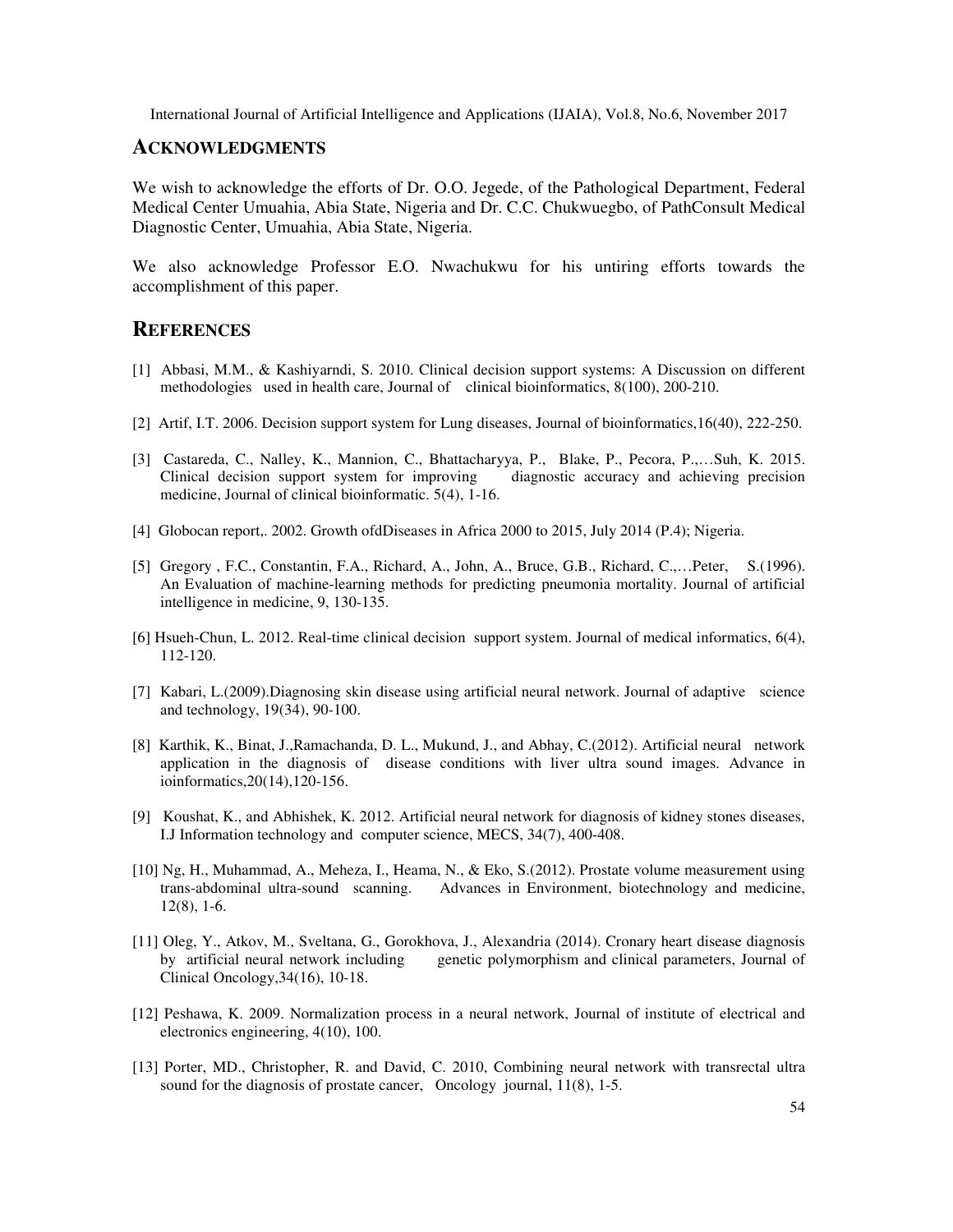## ACKNOWLEDGMENTS

We wish to acknowledge the efforts of Dr. O.O. Jegede, of the Pathological Department, Federal Medical Center Umuahia, Abia State, Nigeria and Dr. C.C. Chukwuegbo, of PathConsult Medical Diagnostic Center, Umuahia, Abia State, Nigeria.

We also acknowledge Professor E.O. Nwachukwu for his untiring efforts towards the accomplishment of this paper.

## REFERENCES

[1] Abbasi, M.M., & Kashiyarndi, S. 2010. Clinical decision support systems: A Discussion on different methodologies used in health care, Journal of clinical bioinformatics, 8(100), 200-210.

[2] Artif, I.T. 2006. Decision support system for Lung diseases, Journal of bioinformatics,16(40), 222-250.

[3] Castareda, C., Nalley, K., Mannion, C., Bhattacharyya, P., Blake, P., Pecora, P.,…Suh, K. 2015. Clinical decision support system for improving diagnostic accuracy and achieving precision medicine, Journal of clinical bioinformatic. 5(4), 1-16.

[4] Globocan report,. 2002. Growth ofdDiseases in Africa 2000 to 2015, July 2014 (P.4); Nigeria.

[5] Gregory , F.C., Constantin, F.A., Richard, A., John, A., Bruce, G.B., Richard, C.,…Peter, S.(1996). An Evaluation of machine-learning methods for predicting pneumonia mortality. Journal of artificial intelligence in medicine, 9, 130-135.

[6] Hsueh-Chun, L. 2012. Real-time clinical decision support system. Journal of medical informatics, 6(4), 112-120.

[7] Kabari, L.(2009).Diagnosing skin disease using artificial neural network. Journal of adaptive science and technology, 19(34), 90-100.

[8] Karthik, K., Binat, J.,Ramachanda, D. L., Mukund, J., and Abhay, C.(2012). Artificial neural network application in the diagnosis of disease conditions with liver ultra sound images. Advance in ioinformatics,20(14),120-156.

[9] Koushat, K., and Abhishek, K. 2012. Artificial neural network for diagnosis of kidney stones diseases, I.J Information technology and computer science, MECS, 34(7), 400-408.

[10] Ng, H., Muhammad, A., Meheza, I., Heama, N., & Eko, S.(2012). Prostate volume measurement using trans-abdominal ultra-sound scanning. Advances in Environment, biotechnology and medicine, 12(8), 1-6.

[11] Oleg, Y., Atkov, M., Sveltana, G., Gorokhova, J., Alexandria (2014). Cronary heart disease diagnosis by artificial neural network including genetic polymorphism and clinical parameters, Journal of Clinical Oncology,34(16), 10-18.

[12] Peshawa, K. 2009. Normalization process in a neural network, Journal of institute of electrical and electronics engineering, 4(10), 100.

[13] Porter, MD., Christopher, R. and David, C. 2010, Combining neural network with transrectal ultra sound for the diagnosis of prostate cancer, Oncology journal, 11(8), 1-5.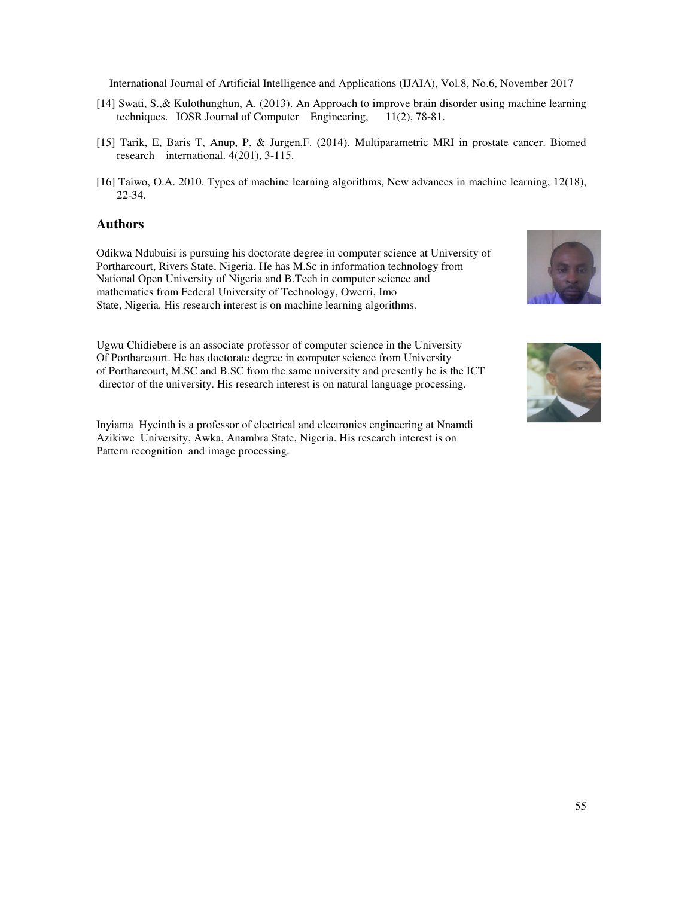[14] Swati, S.,& Kulothunghun, A. (2013). An Approach to improve brain disorder using machine learning techniques. IOSR Journal of Computer Engineering, 11(2), 78-81.

[15] Tarik, E, Baris T, Anup, P, & Jurgen,F. (2014). Multiparametric MRI in prostate cancer. Biomed research international. 4(201), 3-115.

[16] Taiwo, O.A. 2010. Types of machine learning algorithms, New advances in machine learning, 12(18), 22-34.

## Authors

Odikwa Ndubuisi is pursuing his doctorate degree in computer science at University of Portharcourt, Rivers State, Nigeria. He has M.Sc in information technology from National Open University of Nigeria and B.Tech in computer science and mathematics from Federal University of Technology, Owerri, Imo State, Nigeria. His research interest is on machine learning algorithms.

Ugwu Chidiebere is an associate professor of computer science in the University Of Portharcourt. He has doctorate degree in computer science from University of Portharcourt, M.SC and B.SC from the same university and presently he is the ICT director of the university. His research interest is on natural language processing.

Inyiama Hycinth is a professor of electrical and electronics engineering at Nnamdi Azikiwe University, Awka, Anambra State, Nigeria. His research interest is on Pattern recognition and image processing.